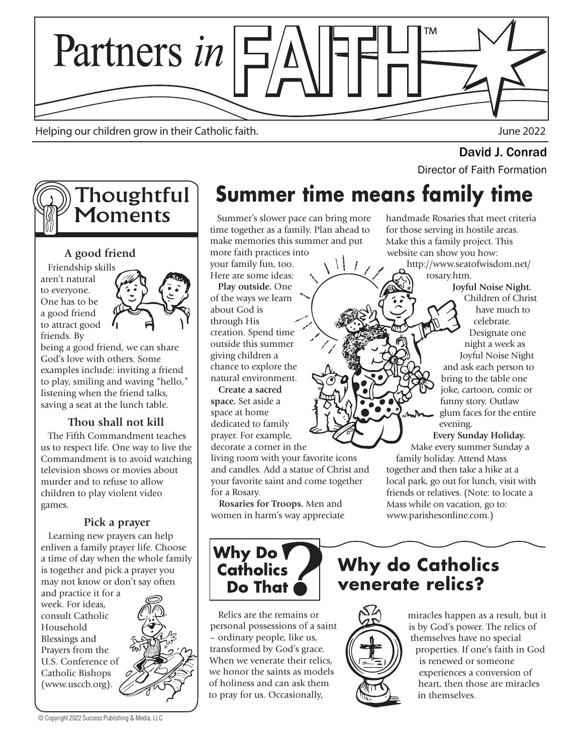# Partners *in* FAITH™

Helping our children grow in their Catholic faith.

June 2022

**David J. Conrad**
Director of Faith Formation

## Thoughtful Moments

### A good friend

Friendship skills aren't natural to everyone. One has to be a good friend to attract good friends. By being a good friend, we can share God's love with others. Some examples include: inviting a friend to play, smiling and waving "hello," listening when the friend talks, saving a seat at the lunch table.

### Thou shall not kill

The Fifth Commandment teaches us to respect life. One way to live the Commandment is to avoid watching television shows or movies about murder and to refuse to allow children to play violent video games.

### Pick a prayer

Learning new prayers can help enliven a family prayer life. Choose a time of day when the whole family is together and pick a prayer you may not know or don't say often and practice it for a week. For ideas, consult Catholic Household Blessings and Prayers from the U.S. Conference of Catholic Bishops (www.usccb.org).

## Summer time means family time

Summer's slower pace can bring more time together as a family. Plan ahead to make memories this summer and put more faith practices into your family fun, too. Here are some ideas:

**Play outside.** One of the ways we learn about God is through His creation. Spend time outside this summer giving children a chance to explore the natural environment.

**Create a sacred space.** Set aside a space at home dedicated to family prayer. For example, decorate a corner in the living room with your favorite icons and candles. Add a statue of Christ and your favorite saint and come together for a Rosary.

**Rosaries for Troops.** Men and women in harm's way appreciate handmade Rosaries that meet criteria for those serving in hostile areas. Make this a family project. This website can show you how: http://www.seatofwisdom.net/rosary.htm.

**Joyful Noise Night.** Children of Christ have much to celebrate. Designate one night a week as Joyful Noise Night and ask each person to bring to the table one joke, cartoon, comic or funny story. Outlaw glum faces for the entire evening.

**Every Sunday Holiday.** Make every summer Sunday a family holiday. Attend Mass together and then take a hike at a local park, go out for lunch, visit with friends or relatives. (Note: to locate a Mass while on vacation, go to: www.parishesonline.com.)

## Why Do Catholics Do That?

### Why do Catholics venerate relics?

Relics are the remains or personal possessions of a saint – ordinary people, like us, transformed by God's grace. When we venerate their relics, we honor the saints as models of holiness and can ask them to pray for us. Occasionally, miracles happen as a result, but it is by God's power. The relics of themselves have no special properties. If one's faith in God is renewed or someone experiences a conversion of heart, then those are miracles in themselves.

© Copyright 2022 Success Publishing & Media, LLC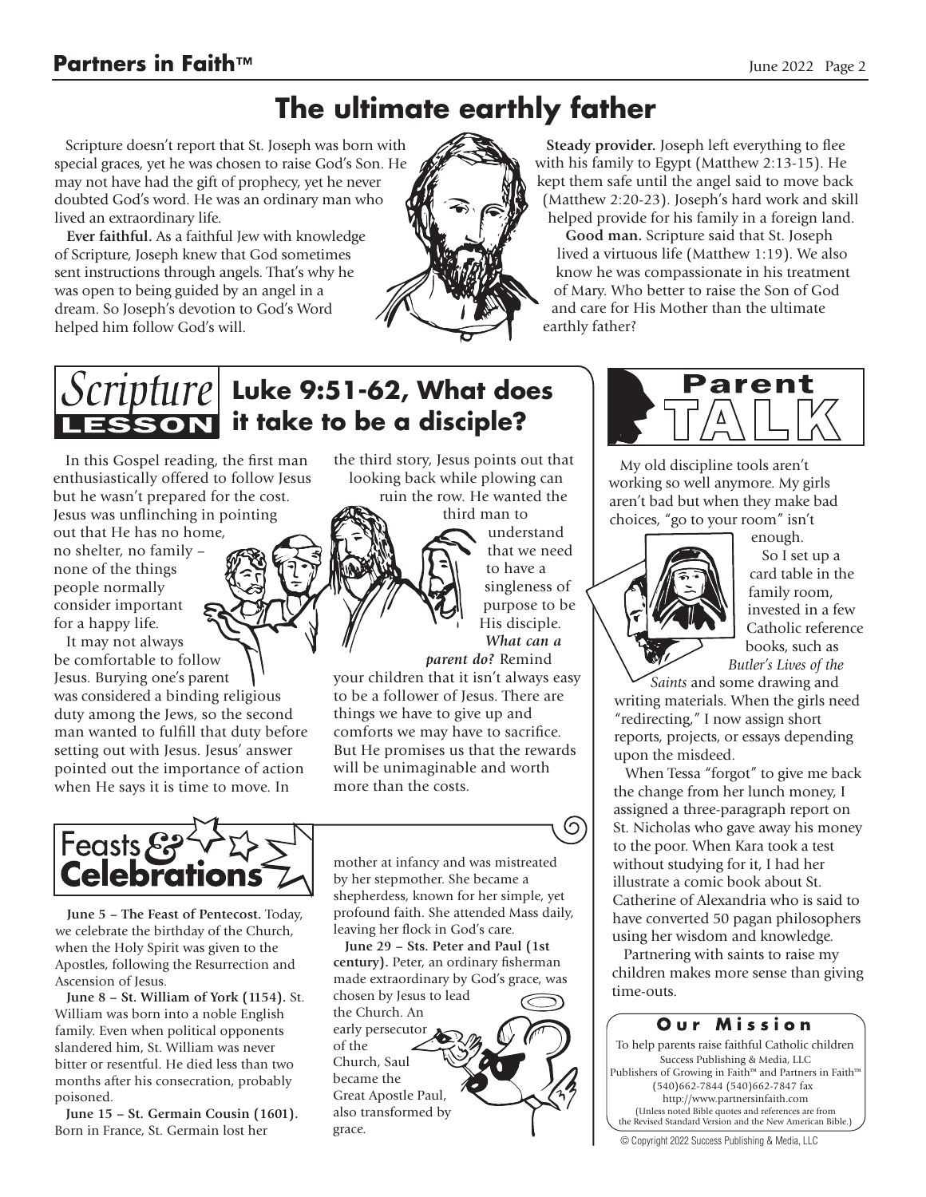# The ultimate earthly father

Scripture doesn't report that St. Joseph was born with special graces, yet he was chosen to raise God's Son. He may not have had the gift of prophecy, yet he never doubted God's word. He was an ordinary man who lived an extraordinary life.

**Ever faithful.** As a faithful Jew with knowledge of Scripture, Joseph knew that God sometimes sent instructions through angels. That's why he was open to being guided by an angel in a dream. So Joseph's devotion to God's Word helped him follow God's will.

**Steady provider.** Joseph left everything to flee with his family to Egypt (Matthew 2:13-15). He kept them safe until the angel said to move back (Matthew 2:20-23). Joseph's hard work and skill helped provide for his family in a foreign land.

**Good man.** Scripture said that St. Joseph lived a virtuous life (Matthew 1:19). We also know he was compassionate in his treatment of Mary. Who better to raise the Son of God and care for His Mother than the ultimate earthly father?

## Scripture LESSON: Luke 9:51-62, What does it take to be a disciple?

In this Gospel reading, the first man enthusiastically offered to follow Jesus but he wasn't prepared for the cost. Jesus was unflinching in pointing out that He has no home, no shelter, no family – none of the things people normally consider important for a happy life.

It may not always be comfortable to follow Jesus. Burying one's parent was considered a binding religious duty among the Jews, so the second man wanted to fulfill that duty before setting out with Jesus. Jesus' answer pointed out the importance of action when He says it is time to move. In the third story, Jesus points out that looking back while plowing can ruin the row. He wanted the third man to understand that we need to have a singleness of purpose to be His disciple.

***What can a parent do?*** Remind your children that it isn't always easy to be a follower of Jesus. There are things we have to give up and comforts we may have to sacrifice. But He promises us that the rewards will be unimaginable and worth more than the costs.

## Parent TALK

My old discipline tools aren't working so well anymore. My girls aren't bad but when they make bad choices, "go to your room" isn't enough.

So I set up a card table in the family room, invested in a few Catholic reference books, such as *Butler's Lives of the Saints* and some drawing and writing materials. When the girls need "redirecting," I now assign short reports, projects, or essays depending upon the misdeed.

When Tessa "forgot" to give me back the change from her lunch money, I assigned a three-paragraph report on St. Nicholas who gave away his money to the poor. When Kara took a test without studying for it, I had her illustrate a comic book about St. Catherine of Alexandria who is said to have converted 50 pagan philosophers using her wisdom and knowledge.

Partnering with saints to raise my children makes more sense than giving time-outs.

## Feasts & Celebrations

**June 5 – The Feast of Pentecost.** Today, we celebrate the birthday of the Church, when the Holy Spirit was given to the Apostles, following the Resurrection and Ascension of Jesus.

**June 8 – St. William of York (1154).** St. William was born into a noble English family. Even when political opponents slandered him, St. William was never bitter or resentful. He died less than two months after his consecration, probably poisoned.

**June 15 – St. Germain Cousin (1601).** Born in France, St. Germain lost her mother at infancy and was mistreated by her stepmother. She became a shepherdess, known for her simple, yet profound faith. She attended Mass daily, leaving her flock in God's care.

**June 29 – Sts. Peter and Paul (1st century).** Peter, an ordinary fisherman made extraordinary by God's grace, was chosen by Jesus to lead the Church. An early persecutor of the Church, Saul became the Great Apostle Paul, also transformed by grace.

### Our Mission

To help parents raise faithful Catholic children
Success Publishing & Media, LLC
Publishers of Growing in Faith™ and Partners in Faith™
(540)662-7844 (540)662-7847 fax
http://www.partnersinfaith.com
(Unless noted Bible quotes and references are from the Revised Standard Version and the New American Bible.)

© Copyright 2022 Success Publishing & Media, LLC